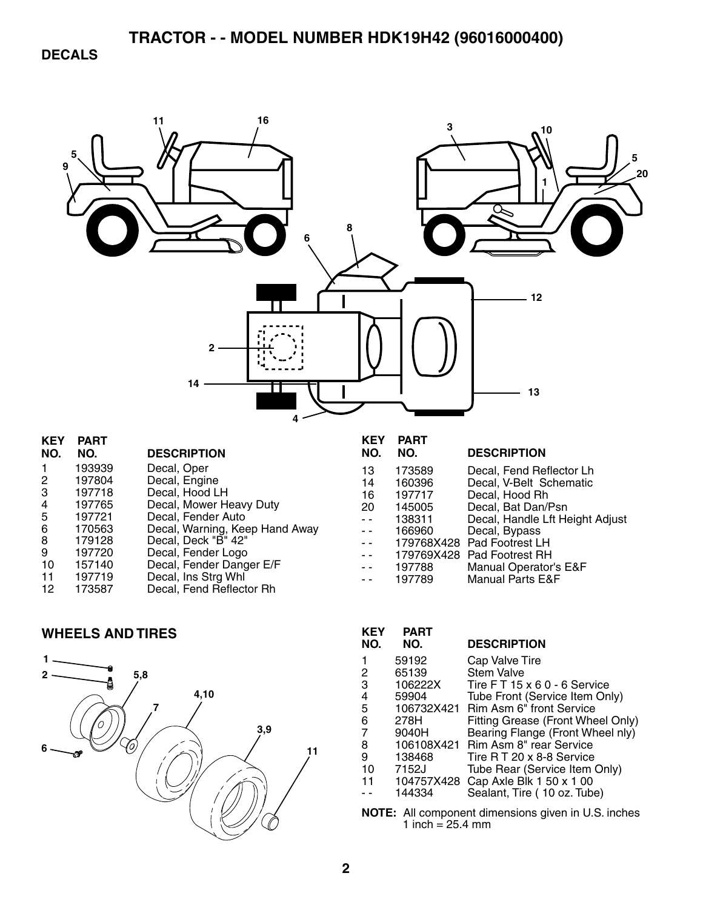# TRACTOR - - MODEL NUMBER HDK19H42 (96016000400)

## DECALS

| KEY NO. | PART NO. | DESCRIPTION |
|---|---|---|
| 1 | 193939 | Decal, Oper |
| 2 | 197804 | Decal, Engine |
| 3 | 197718 | Decal, Hood LH |
| 4 | 197765 | Decal, Mower Heavy Duty |
| 5 | 197721 | Decal, Fender Auto |
| 6 | 170563 | Decal, Warning, Keep Hand Away |
| 8 | 179128 | Decal, Deck "B" 42" |
| 9 | 197720 | Decal, Fender Logo |
| 10 | 157140 | Decal, Fender Danger E/F |
| 11 | 197719 | Decal, Ins Strg Whl |
| 12 | 173587 | Decal, Fend Reflector Rh |
| 13 | 173589 | Decal, Fend Reflector Lh |
| 14 | 160396 | Decal, V-Belt Schematic |
| 16 | 197717 | Decal, Hood Rh |
| 20 | 145005 | Decal, Bat Dan/Psn |
| - - | 138311 | Decal, Handle Lft Height Adjust |
| - - | 166960 | Decal, Bypass |
| - - | 179768X428 | Pad Footrest LH |
| - - | 179769X428 | Pad Footrest RH |
| - - | 197788 | Manual Operator's E&F |
| - - | 197789 | Manual Parts E&F |

## WHEELS AND TIRES

| KEY NO. | PART NO. | DESCRIPTION |
|---|---|---|
| 1 | 59192 | Cap Valve Tire |
| 2 | 65139 | Stem Valve |
| 3 | 106222X | Tire F T 15 x 6 0 - 6 Service |
| 4 | 59904 | Tube Front (Service Item Only) |
| 5 | 106732X421 | Rim Asm 6" front Service |
| 6 | 278H | Fitting Grease (Front Wheel Only) |
| 7 | 9040H | Bearing Flange (Front Wheel nly) |
| 8 | 106108X421 | Rim Asm 8" rear Service |
| 9 | 138468 | Tire R T 20 x 8-8 Service |
| 10 | 7152J | Tube Rear (Service Item Only) |
| 11 | 104757X428 | Cap Axle Blk 1 50 x 1 00 |
| - - | 144334 | Sealant, Tire ( 10 oz. Tube) |

**NOTE:** All component dimensions given in U.S. inches
1 inch = 25.4 mm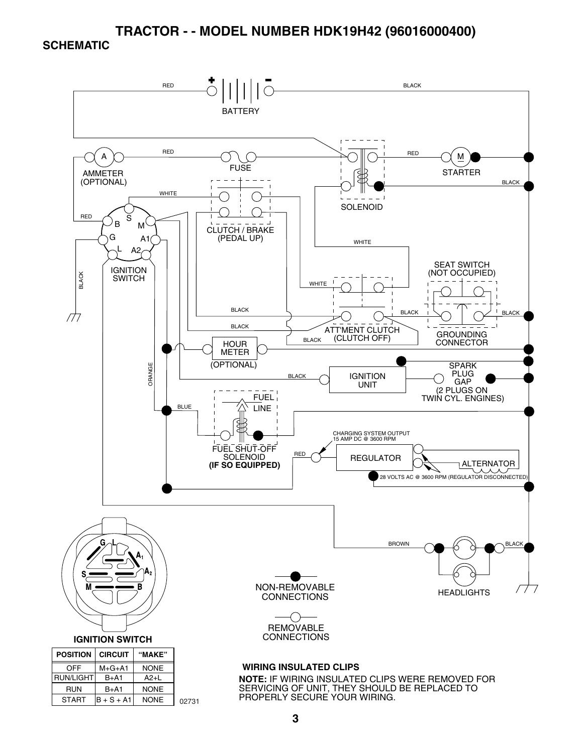# TRACTOR - - MODEL NUMBER HDK19H42 (96016000400)

## SCHEMATIC

BATTERY

RED

BLACK

RED

FUSE

RED

AMMETER (OPTIONAL)

STARTER

BLACK

WHITE

SOLENOID

RED

B S M G A1 L A2

CLUTCH / BRAKE (PEDAL UP)

WHITE

IGNITION SWITCH

SEAT SWITCH (NOT OCCUPIED)

BLACK

WHITE

BLACK

BLACK

BLACK

BLACK

ATT'MENT CLUTCH (CLUTCH OFF)

GROUNDING CONNECTOR

BLACK

HOUR METER (OPTIONAL)

ORANGE

SPARK PLUG GAP (2 PLUGS ON TWIN CYL. ENGINES)

BLACK

IGNITION UNIT

BLUE

FUEL LINE

CHARGING SYSTEM OUTPUT 15 AMP DC @ 3600 RPM

FUEL SHUT-OFF SOLENOID **(IF SO EQUIPPED)**

RED

REGULATOR

ALTERNATOR

28 VOLTS AC @ 3600 RPM (REGULATOR DISCONNECTED)

BROWN

BLACK

HEADLIGHTS

NON-REMOVABLE CONNECTIONS

REMOVABLE CONNECTIONS

**IGNITION SWITCH**

| POSITION | CIRCUIT | "MAKE" |
|---|---|---|
| OFF | M+G+A1 | NONE |
| RUN/LIGHT | B+A1 | A2+L |
| RUN | B+A1 | NONE |
| START | B + S + A1 | NONE |

02731

**WIRING INSULATED CLIPS**

**NOTE:** IF WIRING INSULATED CLIPS WERE REMOVED FOR SERVICING OF UNIT, THEY SHOULD BE REPLACED TO PROPERLY SECURE YOUR WIRING.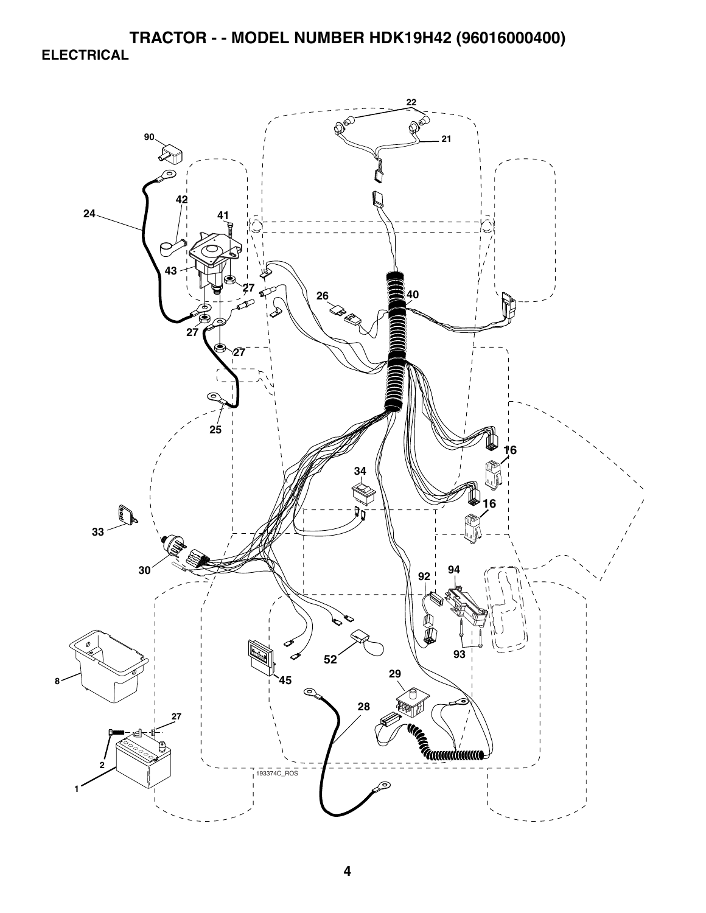# TRACTOR - - MODEL NUMBER HDK19H42 (96016000400)

## ELECTRICAL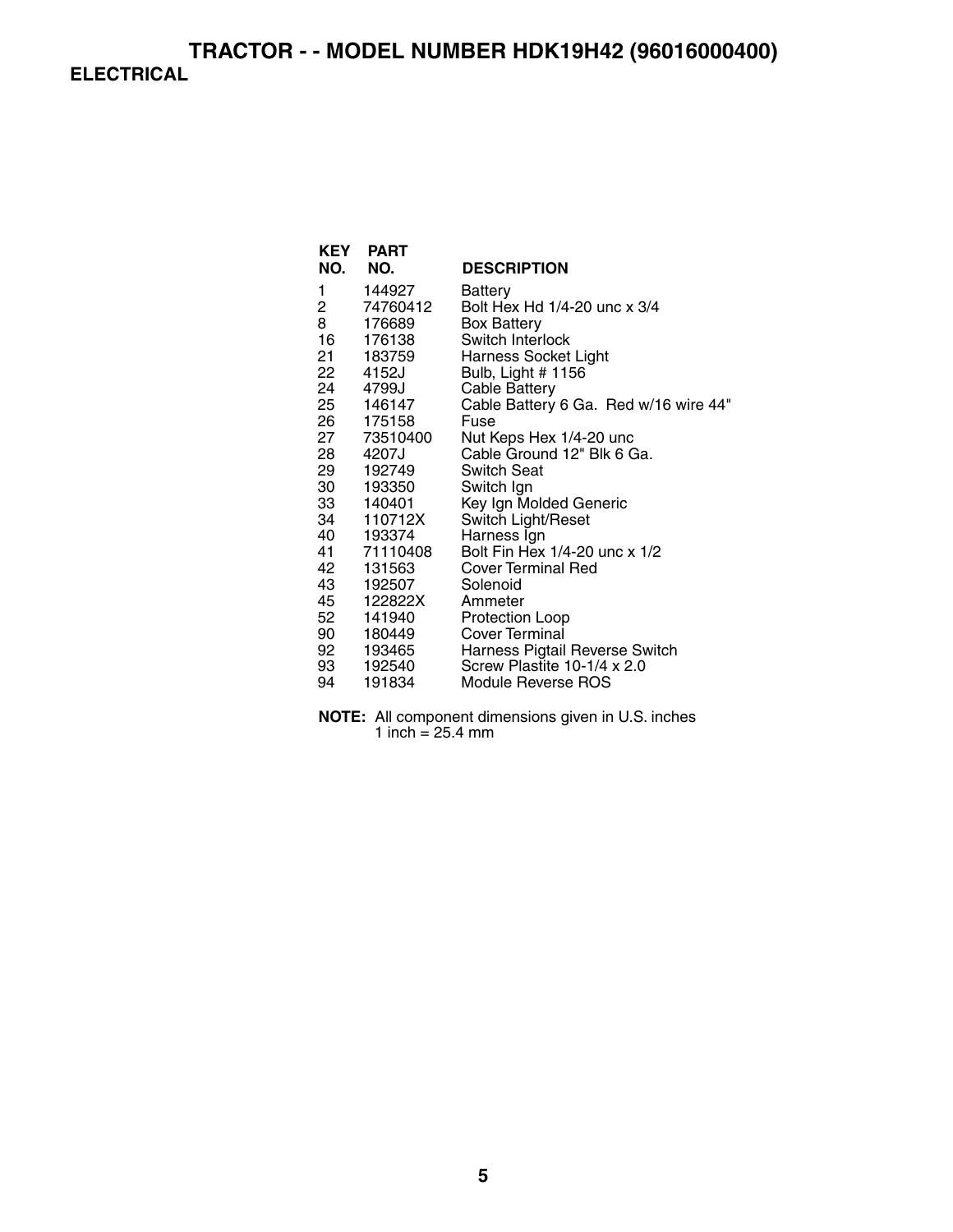# TRACTOR - - MODEL NUMBER HDK19H42 (96016000400)

## ELECTRICAL

| KEY NO. | PART NO. | DESCRIPTION |
|---|---|---|
| 1 | 144927 | Battery |
| 2 | 74760412 | Bolt Hex Hd 1/4-20 unc x 3/4 |
| 8 | 176689 | Box Battery |
| 16 | 176138 | Switch Interlock |
| 21 | 183759 | Harness Socket Light |
| 22 | 4152J | Bulb, Light # 1156 |
| 24 | 4799J | Cable Battery |
| 25 | 146147 | Cable Battery 6 Ga. Red w/16 wire 44" |
| 26 | 175158 | Fuse |
| 27 | 73510400 | Nut Keps Hex 1/4-20 unc |
| 28 | 4207J | Cable Ground 12" Blk 6 Ga. |
| 29 | 192749 | Switch Seat |
| 30 | 193350 | Switch Ign |
| 33 | 140401 | Key Ign Molded Generic |
| 34 | 110712X | Switch Light/Reset |
| 40 | 193374 | Harness Ign |
| 41 | 71110408 | Bolt Fin Hex 1/4-20 unc x 1/2 |
| 42 | 131563 | Cover Terminal Red |
| 43 | 192507 | Solenoid |
| 45 | 122822X | Ammeter |
| 52 | 141940 | Protection Loop |
| 90 | 180449 | Cover Terminal |
| 92 | 193465 | Harness Pigtail Reverse Switch |
| 93 | 192540 | Screw Plastite 10-1/4 x 2.0 |
| 94 | 191834 | Module Reverse ROS |

**NOTE:** All component dimensions given in U.S. inches
1 inch = 25.4 mm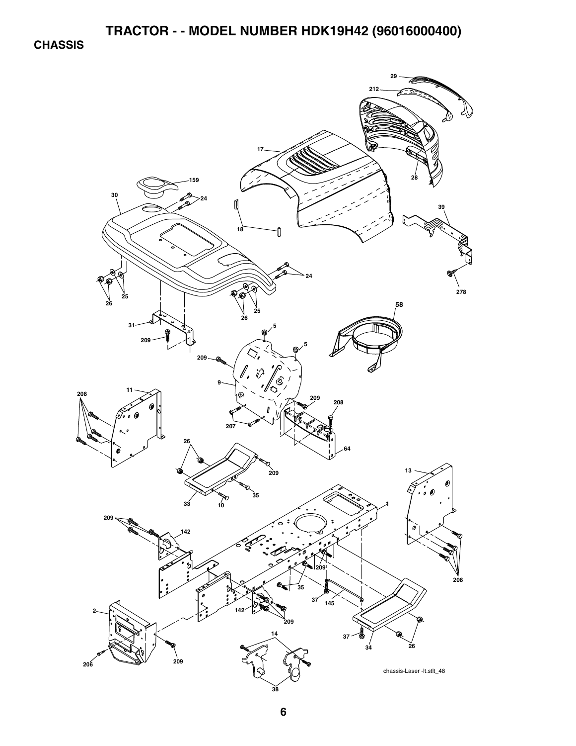# TRACTOR - - MODEL NUMBER HDK19H42 (96016000400)

## CHASSIS

chassis-Laser -lt.stlt_48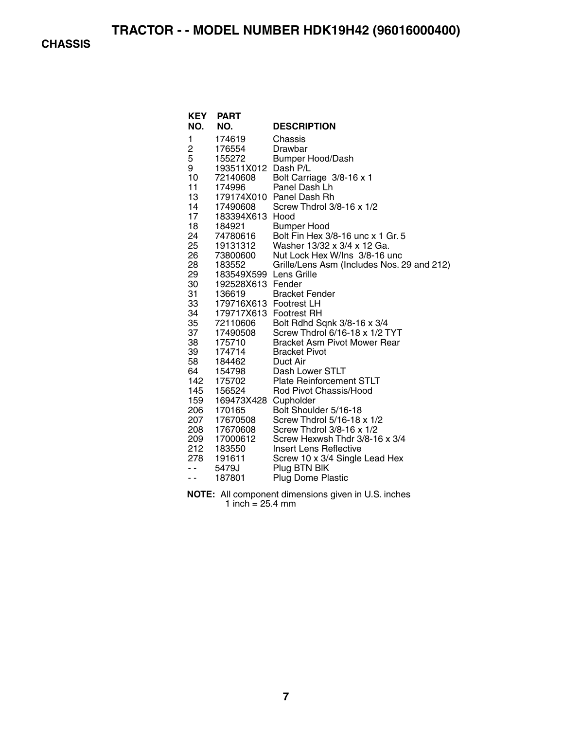# TRACTOR - - MODEL NUMBER HDK19H42 (96016000400)

## CHASSIS

| KEY NO. | PART NO. | DESCRIPTION |
|---|---|---|
| 1 | 174619 | Chassis |
| 2 | 176554 | Drawbar |
| 5 | 155272 | Bumper Hood/Dash |
| 9 | 193511X012 | Dash P/L |
| 10 | 72140608 | Bolt Carriage 3/8-16 x 1 |
| 11 | 174996 | Panel Dash Lh |
| 13 | 179174X010 | Panel Dash Rh |
| 14 | 17490608 | Screw Thdrol 3/8-16 x 1/2 |
| 17 | 183394X613 | Hood |
| 18 | 184921 | Bumper Hood |
| 24 | 74780616 | Bolt Fin Hex 3/8-16 unc x 1 Gr. 5 |
| 25 | 19131312 | Washer 13/32 x 3/4 x 12 Ga. |
| 26 | 73800600 | Nut Lock Hex W/Ins 3/8-16 unc |
| 28 | 183552 | Grille/Lens Asm (Includes Nos. 29 and 212) |
| 29 | 183549X599 | Lens Grille |
| 30 | 192528X613 | Fender |
| 31 | 136619 | Bracket Fender |
| 33 | 179716X613 | Footrest LH |
| 34 | 179717X613 | Footrest RH |
| 35 | 72110606 | Bolt Rdhd Sqnk 3/8-16 x 3/4 |
| 37 | 17490508 | Screw Thdrol 6/16-18 x 1/2 TYT |
| 38 | 175710 | Bracket Asm Pivot Mower Rear |
| 39 | 174714 | Bracket Pivot |
| 58 | 184462 | Duct Air |
| 64 | 154798 | Dash Lower STLT |
| 142 | 175702 | Plate Reinforcement STLT |
| 145 | 156524 | Rod Pivot Chassis/Hood |
| 159 | 169473X428 | Cupholder |
| 206 | 170165 | Bolt Shoulder 5/16-18 |
| 207 | 17670508 | Screw Thdrol 5/16-18 x 1/2 |
| 208 | 17670608 | Screw Thdrol 3/8-16 x 1/2 |
| 209 | 17000612 | Screw Hexwsh Thdr 3/8-16 x 3/4 |
| 212 | 183550 | Insert Lens Reflective |
| 278 | 191611 | Screw 10 x 3/4 Single Lead Hex |
| - - | 5479J | Plug BTN Blk |
| - - | 187801 | Plug Dome Plastic |

**NOTE:** All component dimensions given in U.S. inches
1 inch = 25.4 mm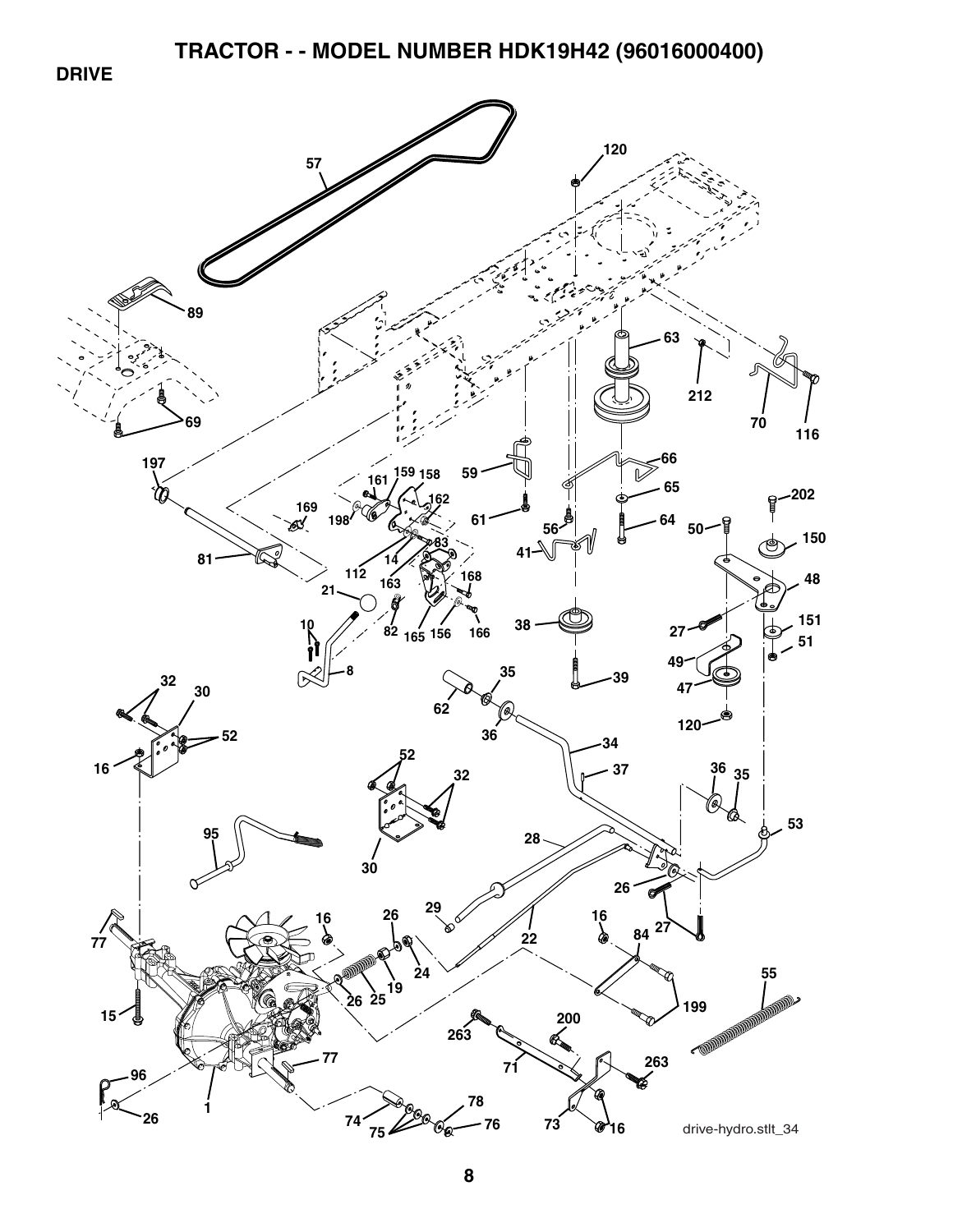# TRACTOR - - MODEL NUMBER HDK19H42 (96016000400)

## DRIVE

drive-hydro.stlt_34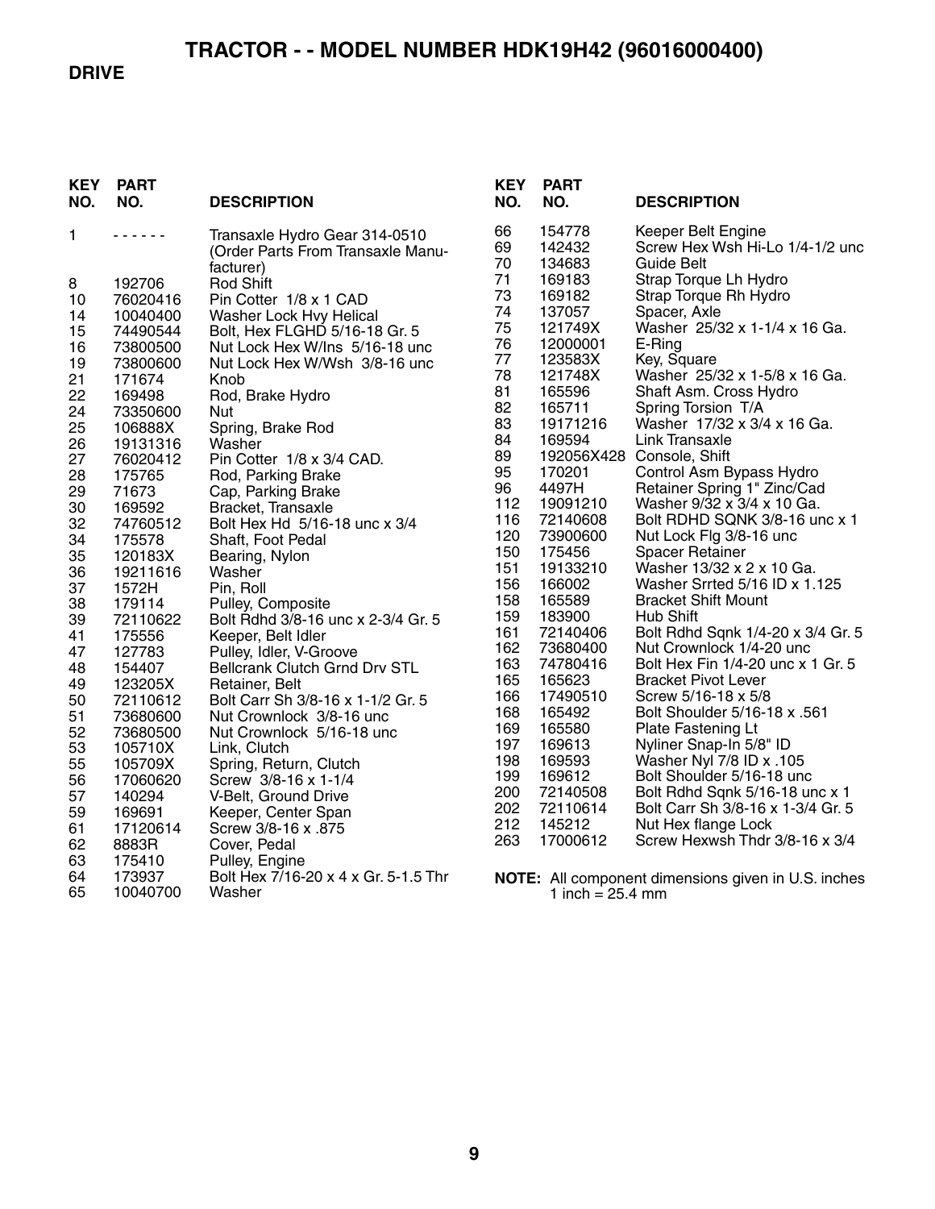# TRACTOR - - MODEL NUMBER HDK19H42 (96016000400)

## DRIVE

| KEY NO. | PART NO. | DESCRIPTION |
|---|---|---|
| 1 | - - - - - - | Transaxle Hydro Gear 314-0510 (Order Parts From Transaxle Manufacturer) |
| 8 | 192706 | Rod Shift |
| 10 | 76020416 | Pin Cotter 1/8 x 1 CAD |
| 14 | 10040400 | Washer Lock Hvy Helical |
| 15 | 74490544 | Bolt, Hex FLGHD 5/16-18 Gr. 5 |
| 16 | 73800500 | Nut Lock Hex W/Ins 5/16-18 unc |
| 19 | 73800600 | Nut Lock Hex W/Wsh 3/8-16 unc |
| 21 | 171674 | Knob |
| 22 | 169498 | Rod, Brake Hydro |
| 24 | 73350600 | Nut |
| 25 | 106888X | Spring, Brake Rod |
| 26 | 19131316 | Washer |
| 27 | 76020412 | Pin Cotter 1/8 x 3/4 CAD. |
| 28 | 175765 | Rod, Parking Brake |
| 29 | 71673 | Cap, Parking Brake |
| 30 | 169592 | Bracket, Transaxle |
| 32 | 74760512 | Bolt Hex Hd 5/16-18 unc x 3/4 |
| 34 | 175578 | Shaft, Foot Pedal |
| 35 | 120183X | Bearing, Nylon |
| 36 | 19211616 | Washer |
| 37 | 1572H | Pin, Roll |
| 38 | 179114 | Pulley, Composite |
| 39 | 72110622 | Bolt Rdhd 3/8-16 unc x 2-3/4 Gr. 5 |
| 41 | 175556 | Keeper, Belt Idler |
| 47 | 127783 | Pulley, Idler, V-Groove |
| 48 | 154407 | Bellcrank Clutch Grnd Drv STL |
| 49 | 123205X | Retainer, Belt |
| 50 | 72110612 | Bolt Carr Sh 3/8-16 x 1-1/2 Gr. 5 |
| 51 | 73680600 | Nut Crownlock 3/8-16 unc |
| 52 | 73680500 | Nut Crownlock 5/16-18 unc |
| 53 | 105710X | Link, Clutch |
| 55 | 105709X | Spring, Return, Clutch |
| 56 | 17060620 | Screw 3/8-16 x 1-1/4 |
| 57 | 140294 | V-Belt, Ground Drive |
| 59 | 169691 | Keeper, Center Span |
| 61 | 17120614 | Screw 3/8-16 x .875 |
| 62 | 8883R | Cover, Pedal |
| 63 | 175410 | Pulley, Engine |
| 64 | 173937 | Bolt Hex 7/16-20 x 4 x Gr. 5-1.5 Thr |
| 65 | 10040700 | Washer |
| 66 | 154778 | Keeper Belt Engine |
| 69 | 142432 | Screw Hex Wsh Hi-Lo 1/4-1/2 unc |
| 70 | 134683 | Guide Belt |
| 71 | 169183 | Strap Torque Lh Hydro |
| 73 | 169182 | Strap Torque Rh Hydro |
| 74 | 137057 | Spacer, Axle |
| 75 | 121749X | Washer 25/32 x 1-1/4 x 16 Ga. |
| 76 | 12000001 | E-Ring |
| 77 | 123583X | Key, Square |
| 78 | 121748X | Washer 25/32 x 1-5/8 x 16 Ga. |
| 81 | 165596 | Shaft Asm. Cross Hydro |
| 82 | 165711 | Spring Torsion T/A |
| 83 | 19171216 | Washer 17/32 x 3/4 x 16 Ga. |
| 84 | 169594 | Link Transaxle |
| 89 | 192056X428 | Console, Shift |
| 95 | 170201 | Control Asm Bypass Hydro |
| 96 | 4497H | Retainer Spring 1" Zinc/Cad |
| 112 | 19091210 | Washer 9/32 x 3/4 x 10 Ga. |
| 116 | 72140608 | Bolt RDHD SQNK 3/8-16 unc x 1 |
| 120 | 73900600 | Nut Lock Flg 3/8-16 unc |
| 150 | 175456 | Spacer Retainer |
| 151 | 19133210 | Washer 13/32 x 2 x 10 Ga. |
| 156 | 166002 | Washer Srrted 5/16 ID x 1.125 |
| 158 | 165589 | Bracket Shift Mount |
| 159 | 183900 | Hub Shift |
| 161 | 72140406 | Bolt Rdhd Sqnk 1/4-20 x 3/4 Gr. 5 |
| 162 | 73680400 | Nut Crownlock 1/4-20 unc |
| 163 | 74780416 | Bolt Hex Fin 1/4-20 unc x 1 Gr. 5 |
| 165 | 165623 | Bracket Pivot Lever |
| 166 | 17490510 | Screw 5/16-18 x 5/8 |
| 168 | 165492 | Bolt Shoulder 5/16-18 x .561 |
| 169 | 165580 | Plate Fastening Lt |
| 197 | 169613 | Nyliner Snap-In 5/8" ID |
| 198 | 169593 | Washer Nyl 7/8 ID x .105 |
| 199 | 169612 | Bolt Shoulder 5/16-18 unc |
| 200 | 72140508 | Bolt Rdhd Sqnk 5/16-18 unc x 1 |
| 202 | 72110614 | Bolt Carr Sh 3/8-16 x 1-3/4 Gr. 5 |
| 212 | 145212 | Nut Hex flange Lock |
| 263 | 17000612 | Screw Hexwsh Thdr 3/8-16 x 3/4 |

**NOTE:** All component dimensions given in U.S. inches
1 inch = 25.4 mm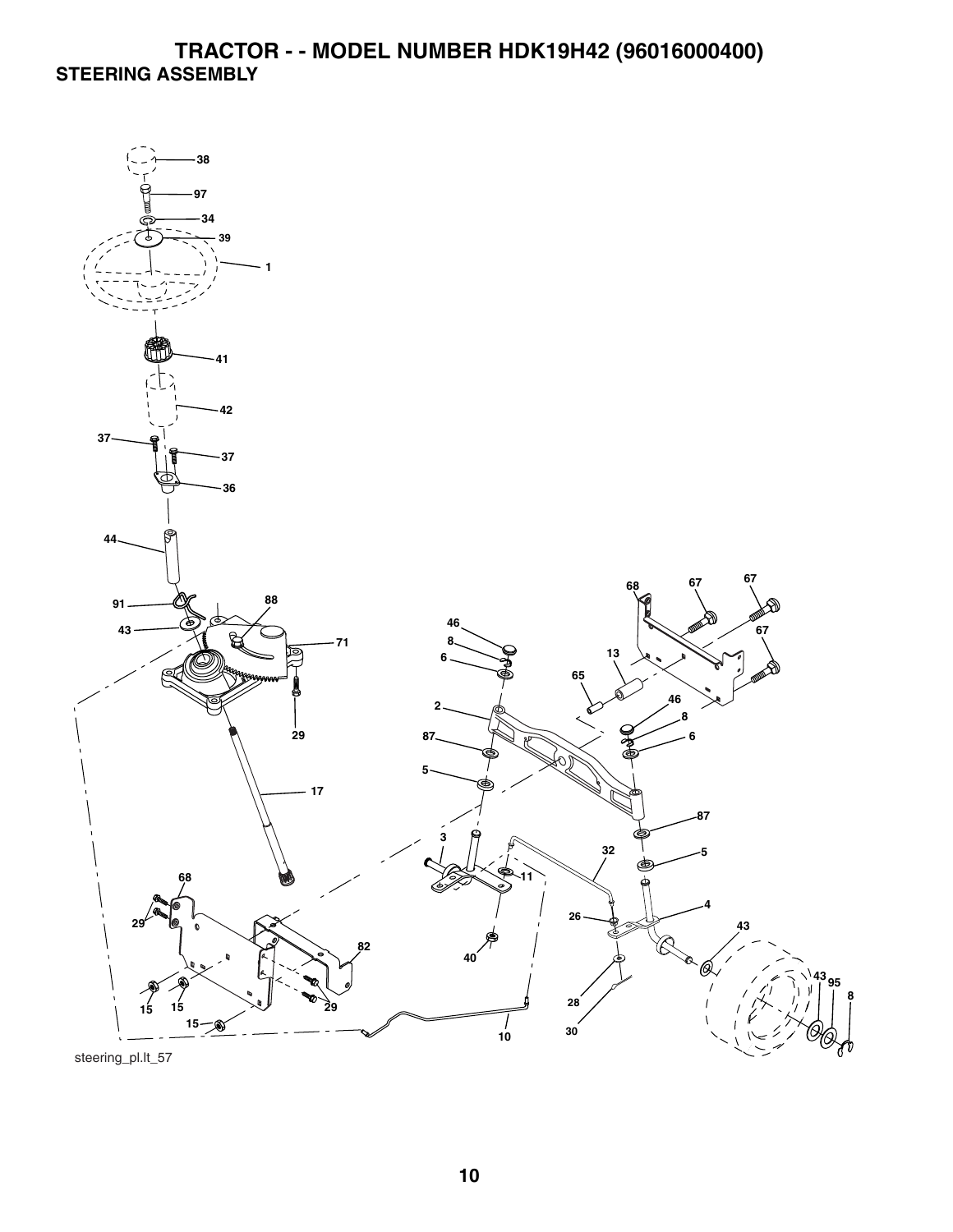# TRACTOR - - MODEL NUMBER HDK19H42 (96016000400)

## STEERING ASSEMBLY

38
97
34
39
1
41
42
37
37
36
44
91
43
88
71
29
17
68
29
15
15
15
82
29
10
46
8
6
2
87
5
3
11
40
32
26
28
30
4
87
5
46
8
6
65
13
68
67
67
67
43
43
95
8

steering_pl.lt_57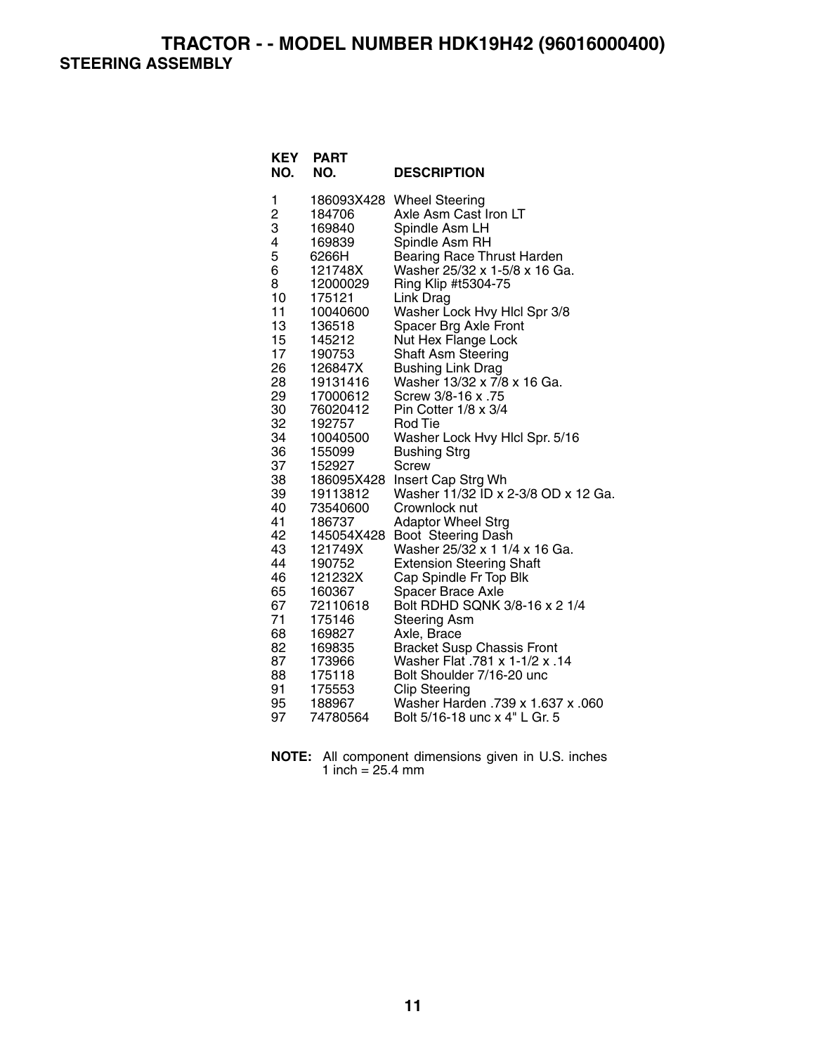# TRACTOR - - MODEL NUMBER HDK19H42 (96016000400)

## STEERING ASSEMBLY

| KEY NO. | PART NO. | DESCRIPTION |
|---|---|---|
| 1 | 186093X428 | Wheel Steering |
| 2 | 184706 | Axle Asm Cast Iron LT |
| 3 | 169840 | Spindle Asm LH |
| 4 | 169839 | Spindle Asm RH |
| 5 | 6266H | Bearing Race Thrust Harden |
| 6 | 121748X | Washer 25/32 x 1-5/8 x 16 Ga. |
| 8 | 12000029 | Ring Klip #t5304-75 |
| 10 | 175121 | Link Drag |
| 11 | 10040600 | Washer Lock Hvy Hlcl Spr 3/8 |
| 13 | 136518 | Spacer Brg Axle Front |
| 15 | 145212 | Nut Hex Flange Lock |
| 17 | 190753 | Shaft Asm Steering |
| 26 | 126847X | Bushing Link Drag |
| 28 | 19131416 | Washer 13/32 x 7/8 x 16 Ga. |
| 29 | 17000612 | Screw 3/8-16 x .75 |
| 30 | 76020412 | Pin Cotter 1/8 x 3/4 |
| 32 | 192757 | Rod Tie |
| 34 | 10040500 | Washer Lock Hvy Hlcl Spr. 5/16 |
| 36 | 155099 | Bushing Strg |
| 37 | 152927 | Screw |
| 38 | 186095X428 | Insert Cap Strg Wh |
| 39 | 19113812 | Washer 11/32 ID x 2-3/8 OD x 12 Ga. |
| 40 | 73540600 | Crownlock nut |
| 41 | 186737 | Adaptor Wheel Strg |
| 42 | 145054X428 | Boot Steering Dash |
| 43 | 121749X | Washer 25/32 x 1 1/4 x 16 Ga. |
| 44 | 190752 | Extension Steering Shaft |
| 46 | 121232X | Cap Spindle Fr Top Blk |
| 65 | 160367 | Spacer Brace Axle |
| 67 | 72110618 | Bolt RDHD SQNK 3/8-16 x 2 1/4 |
| 71 | 175146 | Steering Asm |
| 68 | 169827 | Axle, Brace |
| 82 | 169835 | Bracket Susp Chassis Front |
| 87 | 173966 | Washer Flat .781 x 1-1/2 x .14 |
| 88 | 175118 | Bolt Shoulder 7/16-20 unc |
| 91 | 175553 | Clip Steering |
| 95 | 188967 | Washer Harden .739 x 1.637 x .060 |
| 97 | 74780564 | Bolt 5/16-18 unc x 4" L Gr. 5 |

**NOTE:** All component dimensions given in U.S. inches
1 inch = 25.4 mm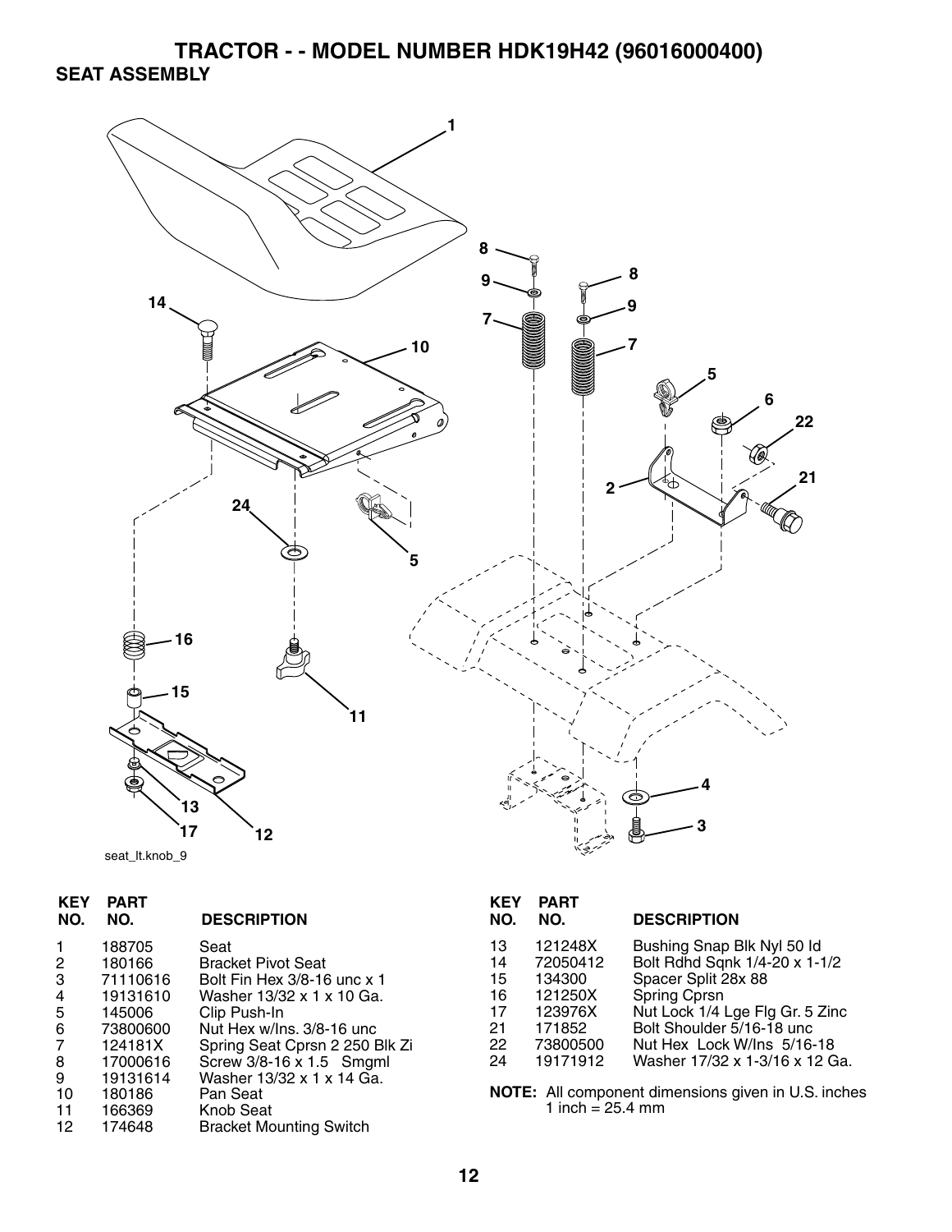# TRACTOR - - MODEL NUMBER HDK19H42 (96016000400)

## SEAT ASSEMBLY

seat_lt.knob_9

| KEY NO. | PART NO. | DESCRIPTION |
|---|---|---|
| 1 | 188705 | Seat |
| 2 | 180166 | Bracket Pivot Seat |
| 3 | 71110616 | Bolt Fin Hex 3/8-16 unc x 1 |
| 4 | 19131610 | Washer 13/32 x 1 x 10 Ga. |
| 5 | 145006 | Clip Push-In |
| 6 | 73800600 | Nut Hex w/Ins. 3/8-16 unc |
| 7 | 124181X | Spring Seat Cprsn 2 250 Blk Zi |
| 8 | 17000616 | Screw 3/8-16 x 1.5 Smgml |
| 9 | 19131614 | Washer 13/32 x 1 x 14 Ga. |
| 10 | 180186 | Pan Seat |
| 11 | 166369 | Knob Seat |
| 12 | 174648 | Bracket Mounting Switch |
| 13 | 121248X | Bushing Snap Blk Nyl 50 Id |
| 14 | 72050412 | Bolt Rdhd Sqnk 1/4-20 x 1-1/2 |
| 15 | 134300 | Spacer Split 28x 88 |
| 16 | 121250X | Spring Cprsn |
| 17 | 123976X | Nut Lock 1/4 Lge Flg Gr. 5 Zinc |
| 21 | 171852 | Bolt Shoulder 5/16-18 unc |
| 22 | 73800500 | Nut Hex Lock W/Ins 5/16-18 |
| 24 | 19171912 | Washer 17/32 x 1-3/16 x 12 Ga. |

**NOTE:** All component dimensions given in U.S. inches
1 inch = 25.4 mm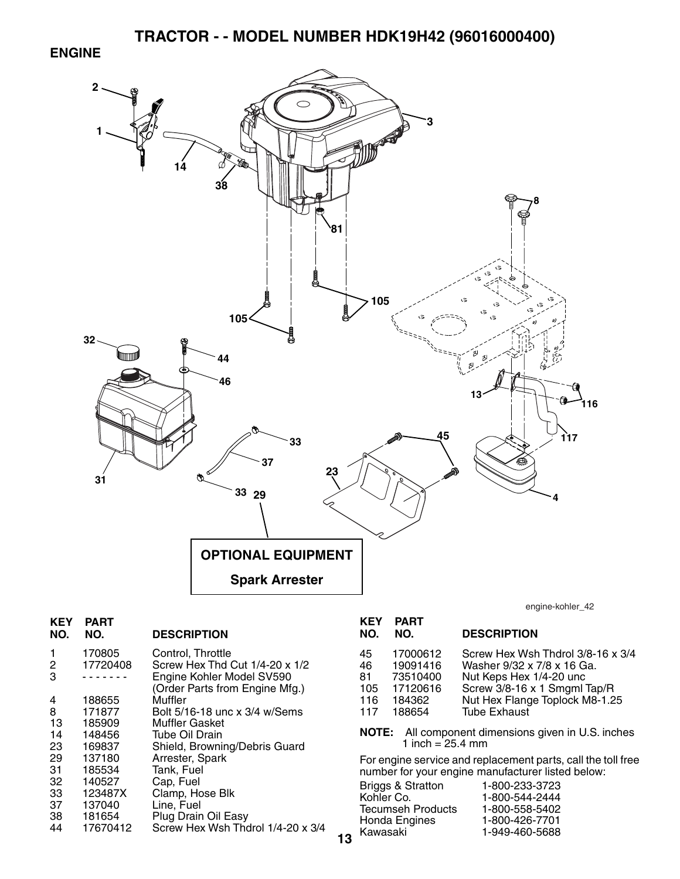# TRACTOR - - MODEL NUMBER HDK19H42 (96016000400)

## ENGINE

OPTIONAL EQUIPMENT

Spark Arrester

engine-kohler_42

| KEY NO. | PART NO. | DESCRIPTION |
|---|---|---|
| 1 | 170805 | Control, Throttle |
| 2 | 17720408 | Screw Hex Thd Cut 1/4-20 x 1/2 |
| 3 | - - - - - - - | Engine Kohler Model SV590 (Order Parts from Engine Mfg.) |
| 4 | 188655 | Muffler |
| 8 | 171877 | Bolt 5/16-18 unc x 3/4 w/Sems |
| 13 | 185909 | Muffler Gasket |
| 14 | 148456 | Tube Oil Drain |
| 23 | 169837 | Shield, Browning/Debris Guard |
| 29 | 137180 | Arrester, Spark |
| 31 | 185534 | Tank, Fuel |
| 32 | 140527 | Cap, Fuel |
| 33 | 123487X | Clamp, Hose Blk |
| 37 | 137040 | Line, Fuel |
| 38 | 181654 | Plug Drain Oil Easy |
| 44 | 17670412 | Screw Hex Wsh Thdrol 1/4-20 x 3/4 |
| 45 | 17000612 | Screw Hex Wsh Thdrol 3/8-16 x 3/4 |
| 46 | 19091416 | Washer 9/32 x 7/8 x 16 Ga. |
| 81 | 73510400 | Nut Keps Hex 1/4-20 unc |
| 105 | 17120616 | Screw 3/8-16 x 1 Smgml Tap/R |
| 116 | 184362 | Nut Hex Flange Toplock M8-1.25 |
| 117 | 188654 | Tube Exhaust |

**NOTE:** All component dimensions given in U.S. inches
1 inch = 25.4 mm

For engine service and replacement parts, call the toll free number for your engine manufacturer listed below:

| | |
|---|---|
| Briggs & Stratton | 1-800-233-3723 |
| Kohler Co. | 1-800-544-2444 |
| Tecumseh Products | 1-800-558-5402 |
| Honda Engines | 1-800-426-7701 |
| Kawasaki | 1-949-460-5688 |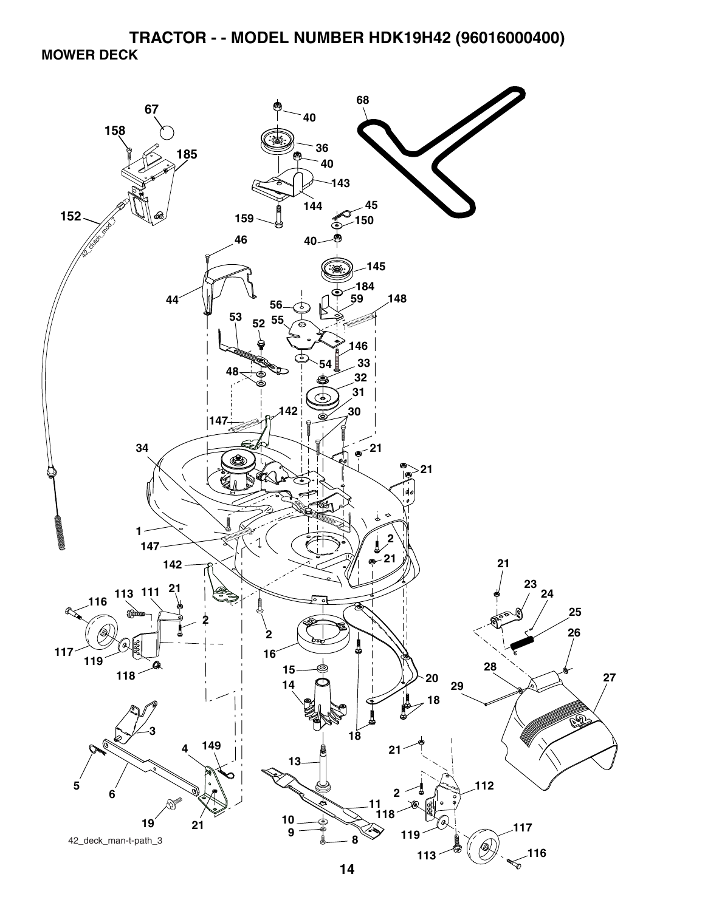# TRACTOR - - MODEL NUMBER HDK19H42 (96016000400)

## MOWER DECK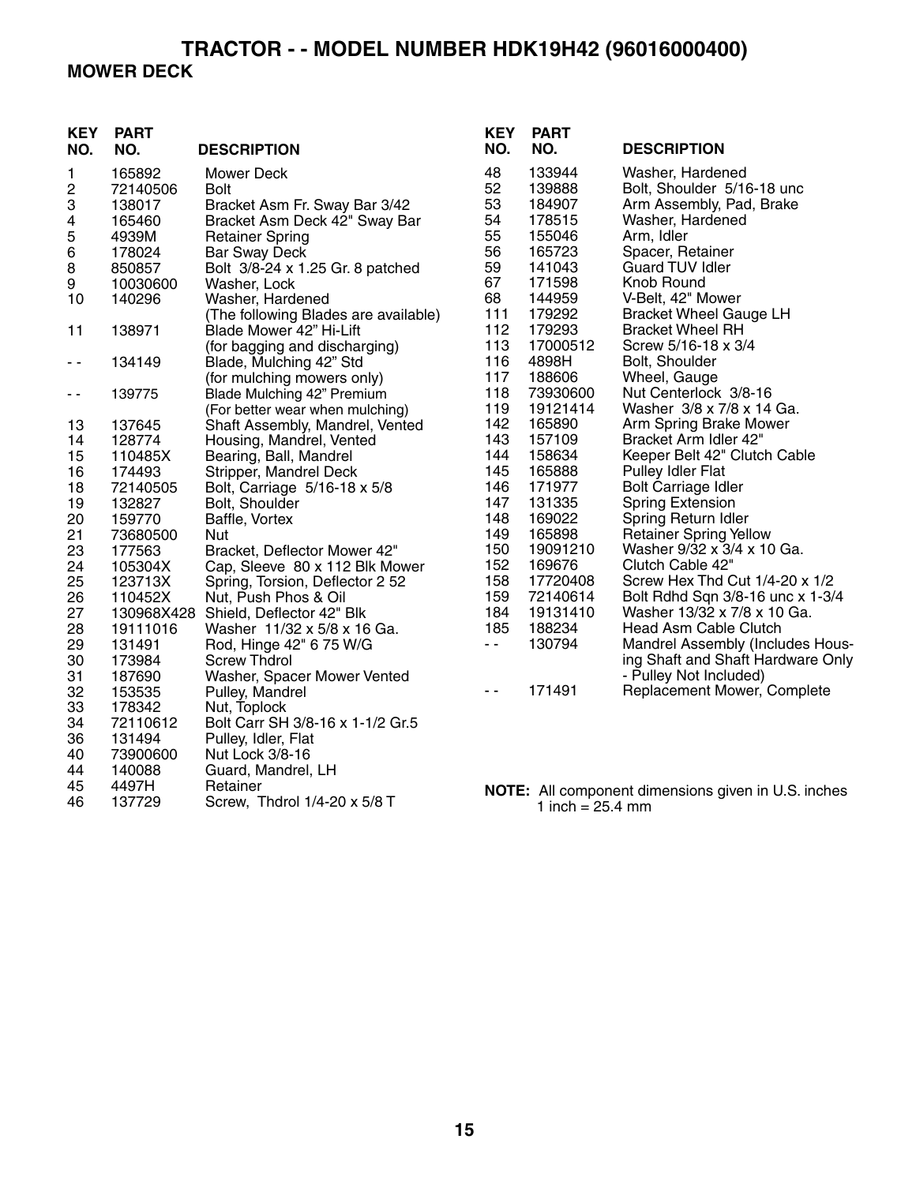# TRACTOR - - MODEL NUMBER HDK19H42 (96016000400)

## MOWER DECK

| KEY NO. | PART NO. | DESCRIPTION |
|---|---|---|
| 1 | 165892 | Mower Deck |
| 2 | 72140506 | Bolt |
| 3 | 138017 | Bracket Asm Fr. Sway Bar 3/42 |
| 4 | 165460 | Bracket Asm Deck 42" Sway Bar |
| 5 | 4939M | Retainer Spring |
| 6 | 178024 | Bar Sway Deck |
| 8 | 850857 | Bolt 3/8-24 x 1.25 Gr. 8 patched |
| 9 | 10030600 | Washer, Lock |
| 10 | 140296 | Washer, Hardened |
| | | (The following Blades are available) |
| 11 | 138971 | Blade Mower 42" Hi-Lift (for bagging and discharging) |
| - - | 134149 | Blade, Mulching 42" Std (for mulching mowers only) |
| - - | 139775 | Blade Mulching 42" Premium (For better wear when mulching) |
| 13 | 137645 | Shaft Assembly, Mandrel, Vented |
| 14 | 128774 | Housing, Mandrel, Vented |
| 15 | 110485X | Bearing, Ball, Mandrel |
| 16 | 174493 | Stripper, Mandrel Deck |
| 18 | 72140505 | Bolt, Carriage 5/16-18 x 5/8 |
| 19 | 132827 | Bolt, Shoulder |
| 20 | 159770 | Baffle, Vortex |
| 21 | 73680500 | Nut |
| 23 | 177563 | Bracket, Deflector Mower 42" |
| 24 | 105304X | Cap, Sleeve 80 x 112 Blk Mower |
| 25 | 123713X | Spring, Torsion, Deflector 2 52 |
| 26 | 110452X | Nut, Push Phos & Oil |
| 27 | 130968X428 | Shield, Deflector 42" Blk |
| 28 | 19111016 | Washer 11/32 x 5/8 x 16 Ga. |
| 29 | 131491 | Rod, Hinge 42" 6 75 W/G |
| 30 | 173984 | Screw Thdrol |
| 31 | 187690 | Washer, Spacer Mower Vented |
| 32 | 153535 | Pulley, Mandrel |
| 33 | 178342 | Nut, Toplock |
| 34 | 72110612 | Bolt Carr SH 3/8-16 x 1-1/2 Gr.5 |
| 36 | 131494 | Pulley, Idler, Flat |
| 40 | 73900600 | Nut Lock 3/8-16 |
| 44 | 140088 | Guard, Mandrel, LH |
| 45 | 4497H | Retainer |
| 46 | 137729 | Screw, Thdrol 1/4-20 x 5/8 T |
| 48 | 133944 | Washer, Hardened |
| 52 | 139888 | Bolt, Shoulder 5/16-18 unc |
| 53 | 184907 | Arm Assembly, Pad, Brake |
| 54 | 178515 | Washer, Hardened |
| 55 | 155046 | Arm, Idler |
| 56 | 165723 | Spacer, Retainer |
| 59 | 141043 | Guard TUV Idler |
| 67 | 171598 | Knob Round |
| 68 | 144959 | V-Belt, 42" Mower |
| 111 | 179292 | Bracket Wheel Gauge LH |
| 112 | 179293 | Bracket Wheel RH |
| 113 | 17000512 | Screw 5/16-18 x 3/4 |
| 116 | 4898H | Bolt, Shoulder |
| 117 | 188606 | Wheel, Gauge |
| 118 | 73930600 | Nut Centerlock 3/8-16 |
| 119 | 19121414 | Washer 3/8 x 7/8 x 14 Ga. |
| 142 | 165890 | Arm Spring Brake Mower |
| 143 | 157109 | Bracket Arm Idler 42" |
| 144 | 158634 | Keeper Belt 42" Clutch Cable |
| 145 | 165888 | Pulley Idler Flat |
| 146 | 171977 | Bolt Carriage Idler |
| 147 | 131335 | Spring Extension |
| 148 | 169022 | Spring Return Idler |
| 149 | 165898 | Retainer Spring Yellow |
| 150 | 19091210 | Washer 9/32 x 3/4 x 10 Ga. |
| 152 | 169676 | Clutch Cable 42" |
| 158 | 17720408 | Screw Hex Thd Cut 1/4-20 x 1/2 |
| 159 | 72140614 | Bolt Rdhd Sqn 3/8-16 unc x 1-3/4 |
| 184 | 19131410 | Washer 13/32 x 7/8 x 10 Ga. |
| 185 | 188234 | Head Asm Cable Clutch |
| - - | 130794 | Mandrel Assembly (Includes Housing Shaft and Shaft Hardware Only - Pulley Not Included) |
| - - | 171491 | Replacement Mower, Complete |

**NOTE:** All component dimensions given in U.S. inches
1 inch = 25.4 mm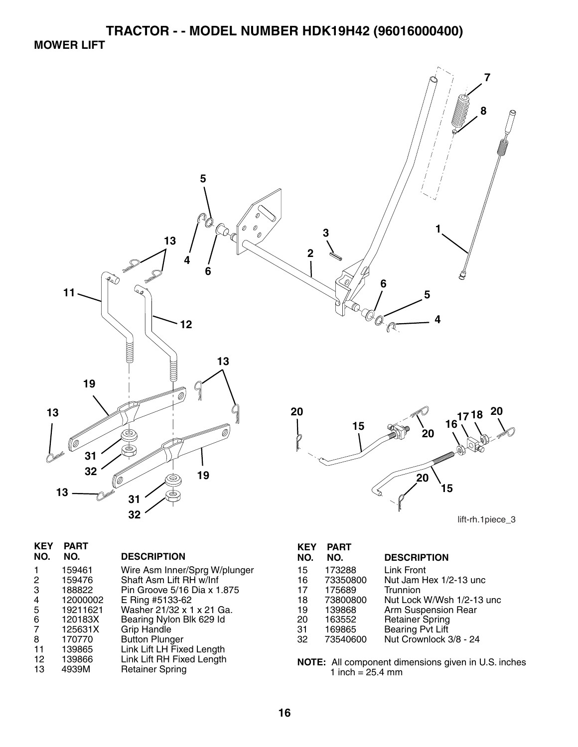# TRACTOR - - MODEL NUMBER HDK19H42 (96016000400)

## MOWER LIFT

lift-rh.1piece_3

| KEY NO. | PART NO. | DESCRIPTION |
|---|---|---|
| 1 | 159461 | Wire Asm Inner/Sprg W/plunger |
| 2 | 159476 | Shaft Asm Lift RH w/Inf |
| 3 | 188822 | Pin Groove 5/16 Dia x 1.875 |
| 4 | 12000002 | E Ring #5133-62 |
| 5 | 19211621 | Washer 21/32 x 1 x 21 Ga. |
| 6 | 120183X | Bearing Nylon Blk 629 Id |
| 7 | 125631X | Grip Handle |
| 8 | 170770 | Button Plunger |
| 11 | 139865 | Link Lift LH Fixed Length |
| 12 | 139866 | Link Lift RH Fixed Length |
| 13 | 4939M | Retainer Spring |
| 15 | 173288 | Link Front |
| 16 | 73350800 | Nut Jam Hex 1/2-13 unc |
| 17 | 175689 | Trunnion |
| 18 | 73800800 | Nut Lock W/Wsh 1/2-13 unc |
| 19 | 139868 | Arm Suspension Rear |
| 20 | 163552 | Retainer Spring |
| 31 | 169865 | Bearing Pvt Lift |
| 32 | 73540600 | Nut Crownlock 3/8 - 24 |

**NOTE:** All component dimensions given in U.S. inches
1 inch = 25.4 mm